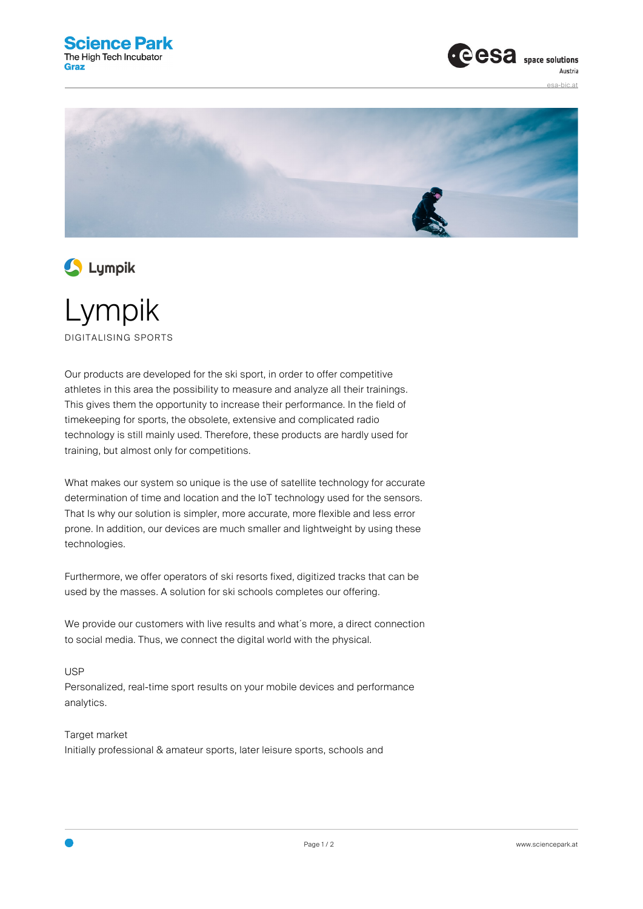# Lympik

DIGITALISING SPORTS

Our products are developed for the ski sport, in order to offer competitive athletes in this area the possibility to measure and analyze all their trainings. This gives them the opportunity to increase their performance. In the field of timekeeping for sports, the obsolete, extensive and complicated radio technology is still mainly used. Therefore, these products are hardly used for training, but almost only for competitions.

What makes our system so unique is the use of satellite technology for accurate determination of time and location and the IoT technology used for the sensors. That Is why our solution is simpler, more accurate, more flexible and less error prone. In addition, our devices are much smaller and lightweight by using these technologies.

Furthermore, we offer operators of ski resorts fixed, digitized tracks that can be used by the masses. A solution for ski schools completes our offering.

We provide our customers with live results and what´s more, a direct connection to social media. Thus, we connect the digital world with the physical.

USP

Personalized, real-time sport results on your mobile devices and performance analytics.

Target market

Initially professional & amateur sports, later leisure sports, schools and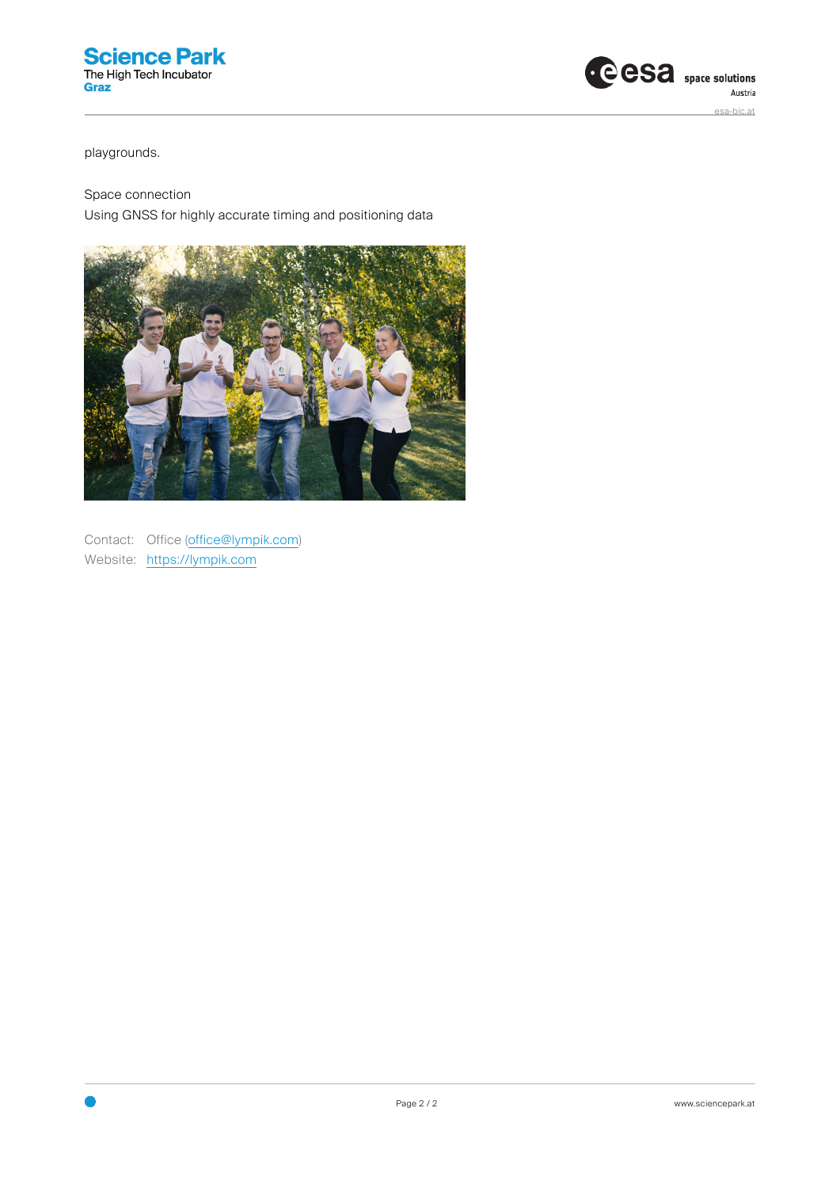playgrounds.

Space connection
Using GNSS for highly accurate timing and positioning data

Contact: Office (office@lympik.com)
Website: https://lympik.com